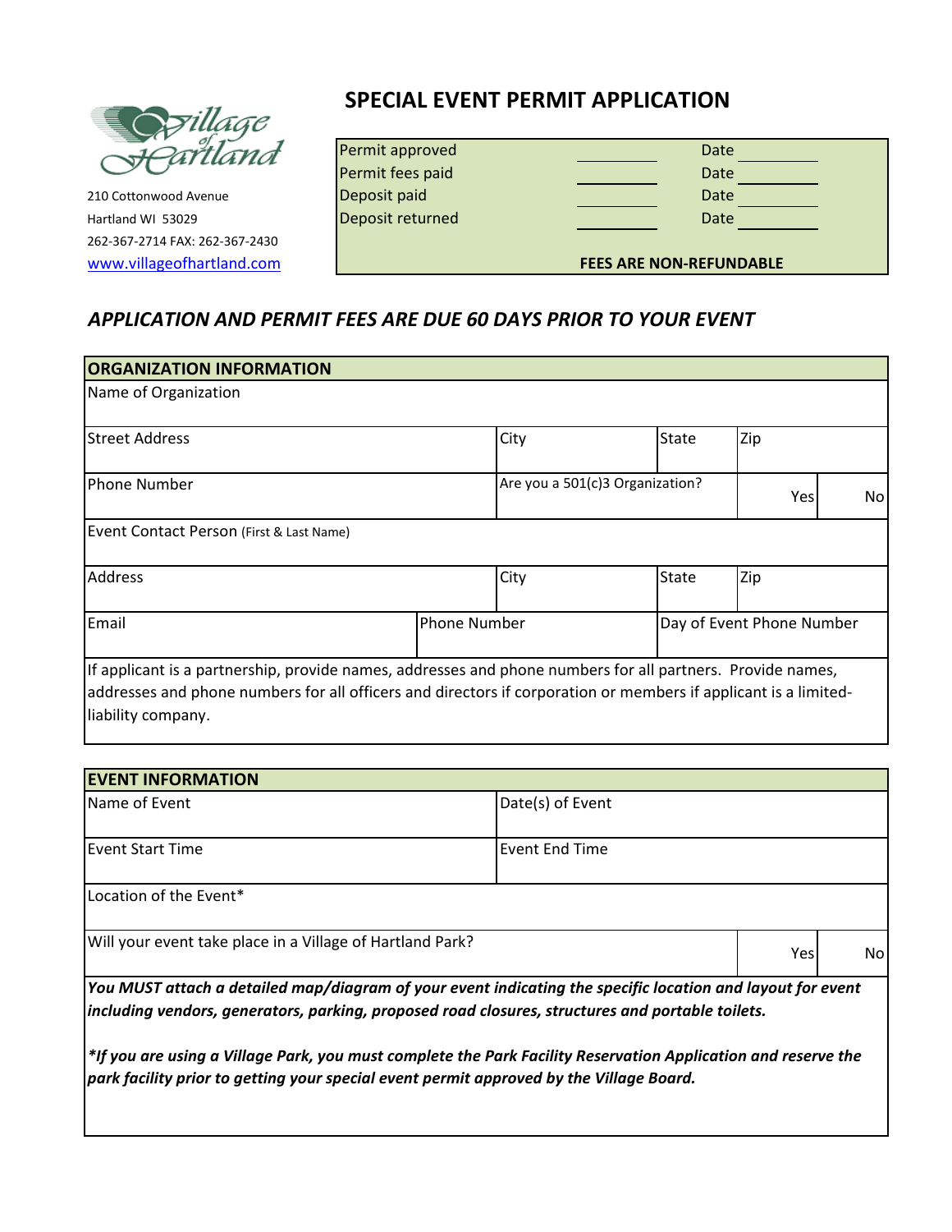Village of Hartland

210 Cottonwood Avenue
Hartland WI 53029
262-367-2714 FAX: 262-367-2430
www.villageofhartland.com

# SPECIAL EVENT PERMIT APPLICATION

| | | | |
|---|---|---|---|
| Permit approved | ________ | Date | ________ |
| Permit fees paid | ________ | Date | ________ |
| Deposit paid | ________ | Date | ________ |
| Deposit returned | ________ | Date | ________ |

**FEES ARE NON-REFUNDABLE**

***APPLICATION AND PERMIT FEES ARE DUE 60 DAYS PRIOR TO YOUR EVENT***

## ORGANIZATION INFORMATION

| | | | |
|---|---|---|---|
| Name of Organization | | | |
| Street Address | City | State | Zip |
| Phone Number | Are you a 501(c)3 Organization? | Yes | No |
| Event Contact Person (First & Last Name) | | | |
| Address | City | State | Zip |
| Email | Phone Number | Day of Event Phone Number | |

If applicant is a partnership, provide names, addresses and phone numbers for all partners. Provide names, addresses and phone numbers for all officers and directors if corporation or members if applicant is a limited-liability company.

## EVENT INFORMATION

| | | | |
|---|---|---|---|
| Name of Event | Date(s) of Event | | |
| Event Start Time | Event End Time | | |
| Location of the Event* | | | |
| Will your event take place in a Village of Hartland Park? | | Yes | No |

***You MUST attach a detailed map/diagram of your event indicating the specific location and layout for event including vendors, generators, parking, proposed road closures, structures and portable toilets.***

****If you are using a Village Park, you must complete the Park Facility Reservation Application and reserve the park facility prior to getting your special event permit approved by the Village Board.***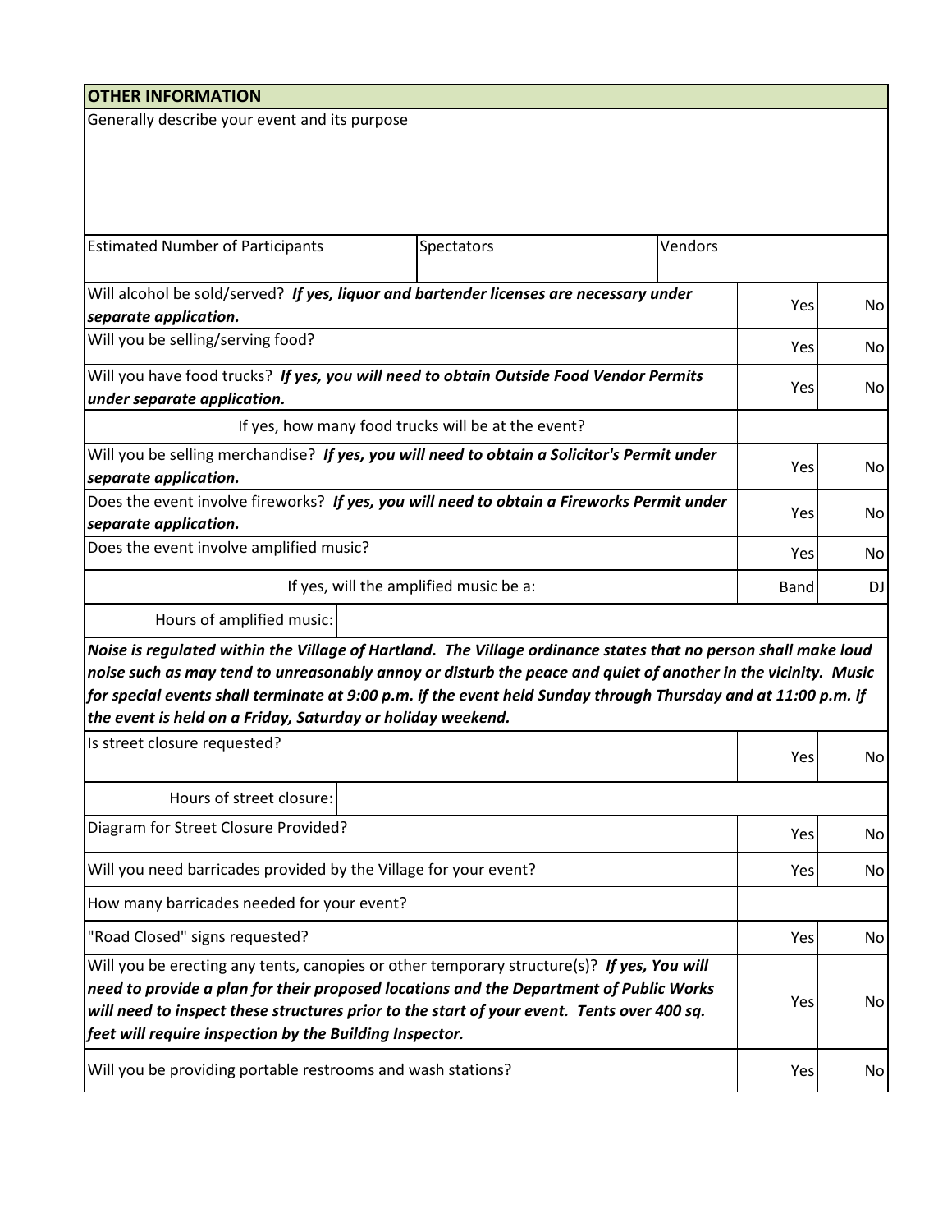## OTHER INFORMATION

| | | |
|---|---|---|
| Generally describe your event and its purpose | | |
| Estimated Number of Participants | Spectators | Vendors |

| | | |
|---|---|---|
| Will alcohol be sold/served? ***If yes, liquor and bartender licenses are necessary under separate application.*** | Yes | No |
| Will you be selling/serving food? | Yes | No |
| Will you have food trucks? ***If yes, you will need to obtain Outside Food Vendor Permits under separate application.*** | Yes | No |
| If yes, how many food trucks will be at the event? | | |
| Will you be selling merchandise? ***If yes, you will need to obtain a Solicitor's Permit under separate application.*** | Yes | No |
| Does the event involve fireworks? ***If yes, you will need to obtain a Fireworks Permit under separate application.*** | Yes | No |
| Does the event involve amplified music? | Yes | No |
| If yes, will the amplified music be a: | Band | DJ |
| Hours of amplified music: | | |
| ***Noise is regulated within the Village of Hartland. The Village ordinance states that no person shall make loud noise such as may tend to unreasonably annoy or disturb the peace and quiet of another in the vicinity. Music for special events shall terminate at 9:00 p.m. if the event held Sunday through Thursday and at 11:00 p.m. if the event is held on a Friday, Saturday or holiday weekend.*** | | |
| Is street closure requested? | Yes | No |
| Hours of street closure: | | |
| Diagram for Street Closure Provided? | Yes | No |
| Will you need barricades provided by the Village for your event? | Yes | No |
| How many barricades needed for your event? | | |
| "Road Closed" signs requested? | Yes | No |
| Will you be erecting any tents, canopies or other temporary structure(s)? ***If yes, You will need to provide a plan for their proposed locations and the Department of Public Works will need to inspect these structures prior to the start of your event. Tents over 400 sq. feet will require inspection by the Building Inspector.*** | Yes | No |
| Will you be providing portable restrooms and wash stations? | Yes | No |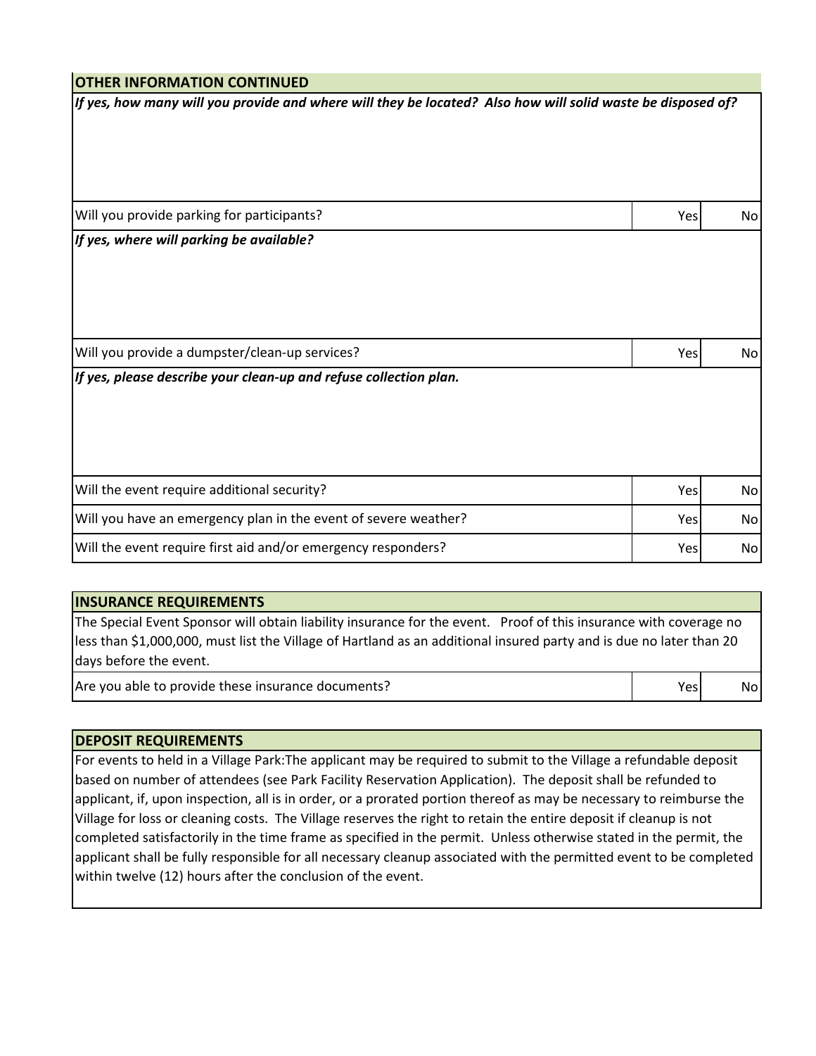## OTHER INFORMATION CONTINUED

***If yes, how many will you provide and where will they be located? Also how will solid waste be disposed of?***

| | | |
|---|---|---|
| Will you provide parking for participants? | Yes | No |

***If yes, where will parking be available?***

| | | |
|---|---|---|
| Will you provide a dumpster/clean-up services? | Yes | No |

***If yes, please describe your clean-up and refuse collection plan.***

| | | |
|---|---|---|
| Will the event require additional security? | Yes | No |
| Will you have an emergency plan in the event of severe weather? | Yes | No |
| Will the event require first aid and/or emergency responders? | Yes | No |

## INSURANCE REQUIREMENTS

The Special Event Sponsor will obtain liability insurance for the event. Proof of this insurance with coverage no less than $1,000,000, must list the Village of Hartland as an additional insured party and is due no later than 20 days before the event.

| | | |
|---|---|---|
| Are you able to provide these insurance documents? | Yes | No |

## DEPOSIT REQUIREMENTS

For events to held in a Village Park:The applicant may be required to submit to the Village a refundable deposit based on number of attendees (see Park Facility Reservation Application). The deposit shall be refunded to applicant, if, upon inspection, all is in order, or a prorated portion thereof as may be necessary to reimburse the Village for loss or cleaning costs. The Village reserves the right to retain the entire deposit if cleanup is not completed satisfactorily in the time frame as specified in the permit. Unless otherwise stated in the permit, the applicant shall be fully responsible for all necessary cleanup associated with the permitted event to be completed within twelve (12) hours after the conclusion of the event.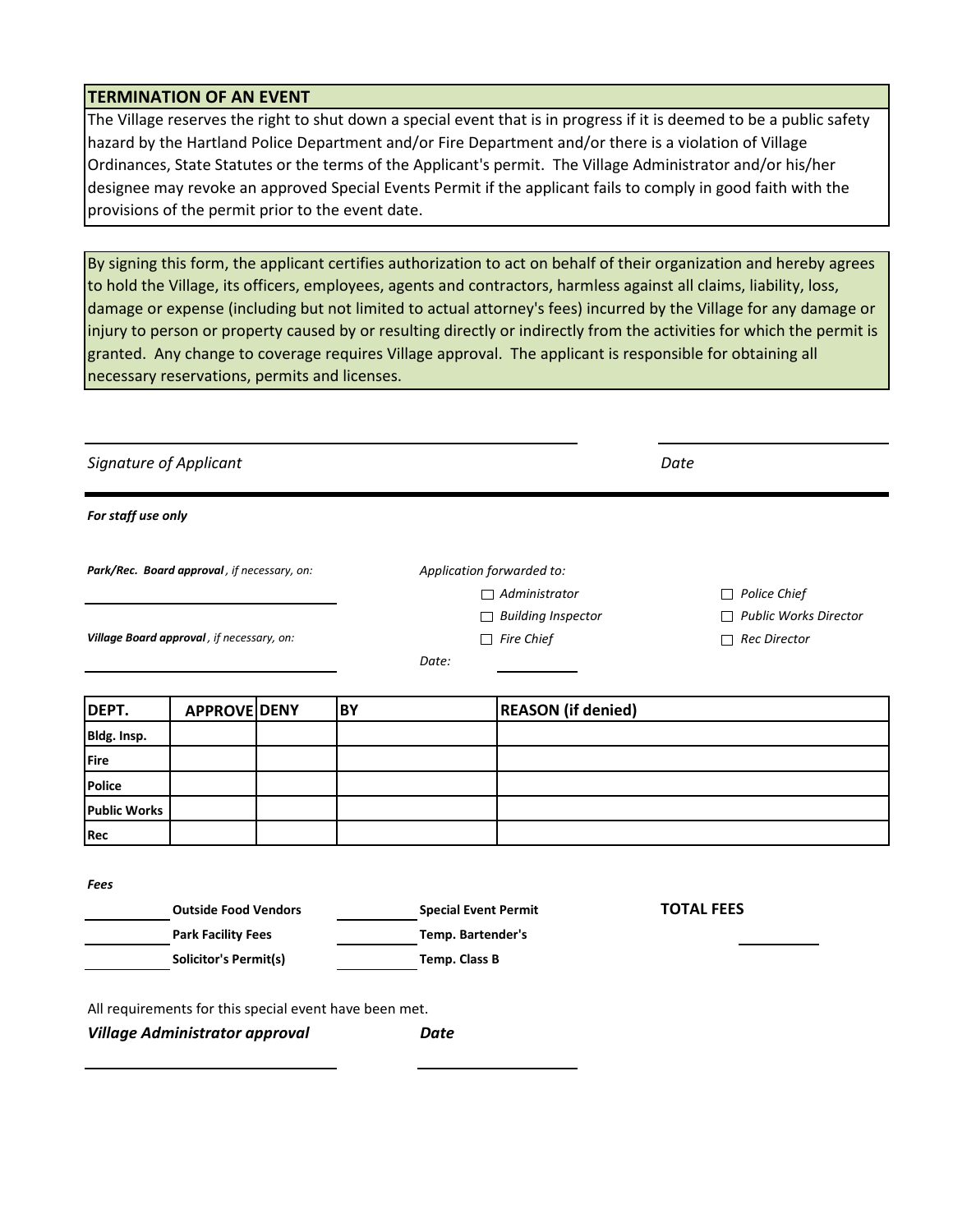## TERMINATION OF AN EVENT

The Village reserves the right to shut down a special event that is in progress if it is deemed to be a public safety hazard by the Hartland Police Department and/or Fire Department and/or there is a violation of Village Ordinances, State Statutes or the terms of the Applicant's permit. The Village Administrator and/or his/her designee may revoke an approved Special Events Permit if the applicant fails to comply in good faith with the provisions of the permit prior to the event date.

By signing this form, the applicant certifies authorization to act on behalf of their organization and hereby agrees to hold the Village, its officers, employees, agents and contractors, harmless against all claims, liability, loss, damage or expense (including but not limited to actual attorney's fees) incurred by the Village for any damage or injury to person or property caused by or resulting directly or indirectly from the activities for which the permit is granted. Any change to coverage requires Village approval. The applicant is responsible for obtaining all necessary reservations, permits and licenses.

_______________________________ _______________

*Signature of Applicant* *Date*

---

***For staff use only***

***Park/Rec. Board approval**, if necessary, on:* _______________

***Village Board approval**, if necessary, on:* _______________

*Application forwarded to:*

- ☐ *Administrator*
- ☐ *Building Inspector*
- ☐ *Fire Chief*
- ☐ *Police Chief*
- ☐ *Public Works Director*
- ☐ *Rec Director*

*Date:* _______________

| DEPT. | APPROVE | DENY | BY | REASON (if denied) |
|---|---|---|---|---|
| Bldg. Insp. | | | | |
| Fire | | | | |
| Police | | | | |
| Public Works | | | | |
| Rec | | | | |

***Fees***

| | | | | |
|---|---|---|---|---|
| _______ | **Outside Food Vendors** | _______ | **Special Event Permit** | **TOTAL FEES** |
| _______ | **Park Facility Fees** | _______ | **Temp. Bartender's** | _______ |
| _______ | **Solicitor's Permit(s)** | _______ | **Temp. Class B** | |

All requirements for this special event have been met.

***Village Administrator approval*** ***Date***

_______________________________ _______________